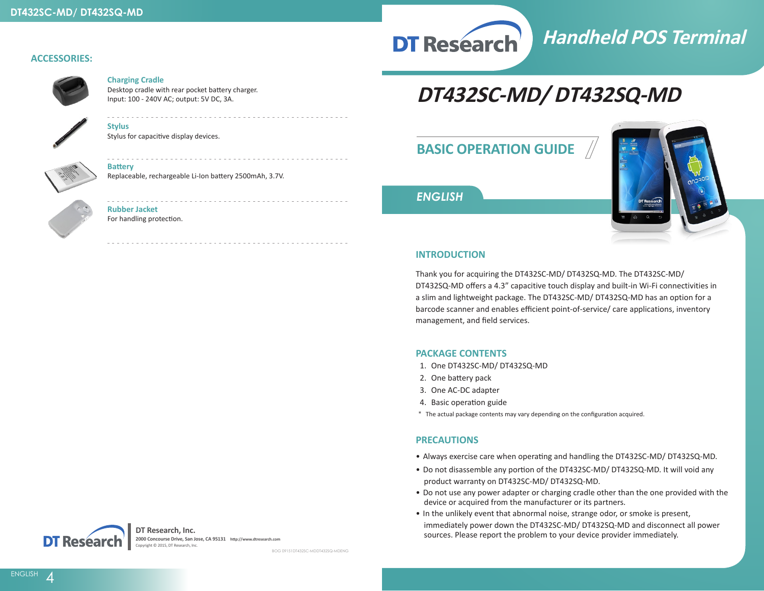## ACCESSORIES:

**Charging Cradle**
Desktop cradle with rear pocket battery charger.
Input: 100 - 240V AC; output: 5V DC, 3A.

**Stylus**
Stylus for capacitive display devices.

**Battery**
Replaceable, rechargeable Li-Ion battery 2500mAh, 3.7V.

**Rubber Jacket**
For handling protection.

DT Research

**DT Research, Inc.**
2000 Concourse Drive, San Jose, CA 95131 http://www.dtresearch.com
Copyright © 2015, DT Research, Inc.

BOG 09151DT432SC-MDDT432SQ-MDENG

DT Research

# Handheld POS Terminal

# DT432SC-MD/ DT432SQ-MD

## BASIC OPERATION GUIDE

### ENGLISH

## INTRODUCTION

Thank you for acquiring the DT432SC-MD/ DT432SQ-MD. The DT432SC-MD/ DT432SQ-MD offers a 4.3" capacitive touch display and built-in Wi-Fi connectivities in a slim and lightweight package. The DT432SC-MD/ DT432SQ-MD has an option for a barcode scanner and enables efficient point-of-service/ care applications, inventory management, and field services.

## PACKAGE CONTENTS

1. One DT432SC-MD/ DT432SQ-MD
2. One battery pack
3. One AC-DC adapter
4. Basic operation guide

\* The actual package contents may vary depending on the configuration acquired.

## PRECAUTIONS

- Always exercise care when operating and handling the DT432SC-MD/ DT432SQ-MD.
- Do not disassemble any portion of the DT432SC-MD/ DT432SQ-MD. It will void any product warranty on DT432SC-MD/ DT432SQ-MD.
- Do not use any power adapter or charging cradle other than the one provided with the device or acquired from the manufacturer or its partners.
- In the unlikely event that abnormal noise, strange odor, or smoke is present, immediately power down the DT432SC-MD/ DT432SQ-MD and disconnect all power sources. Please report the problem to your device provider immediately.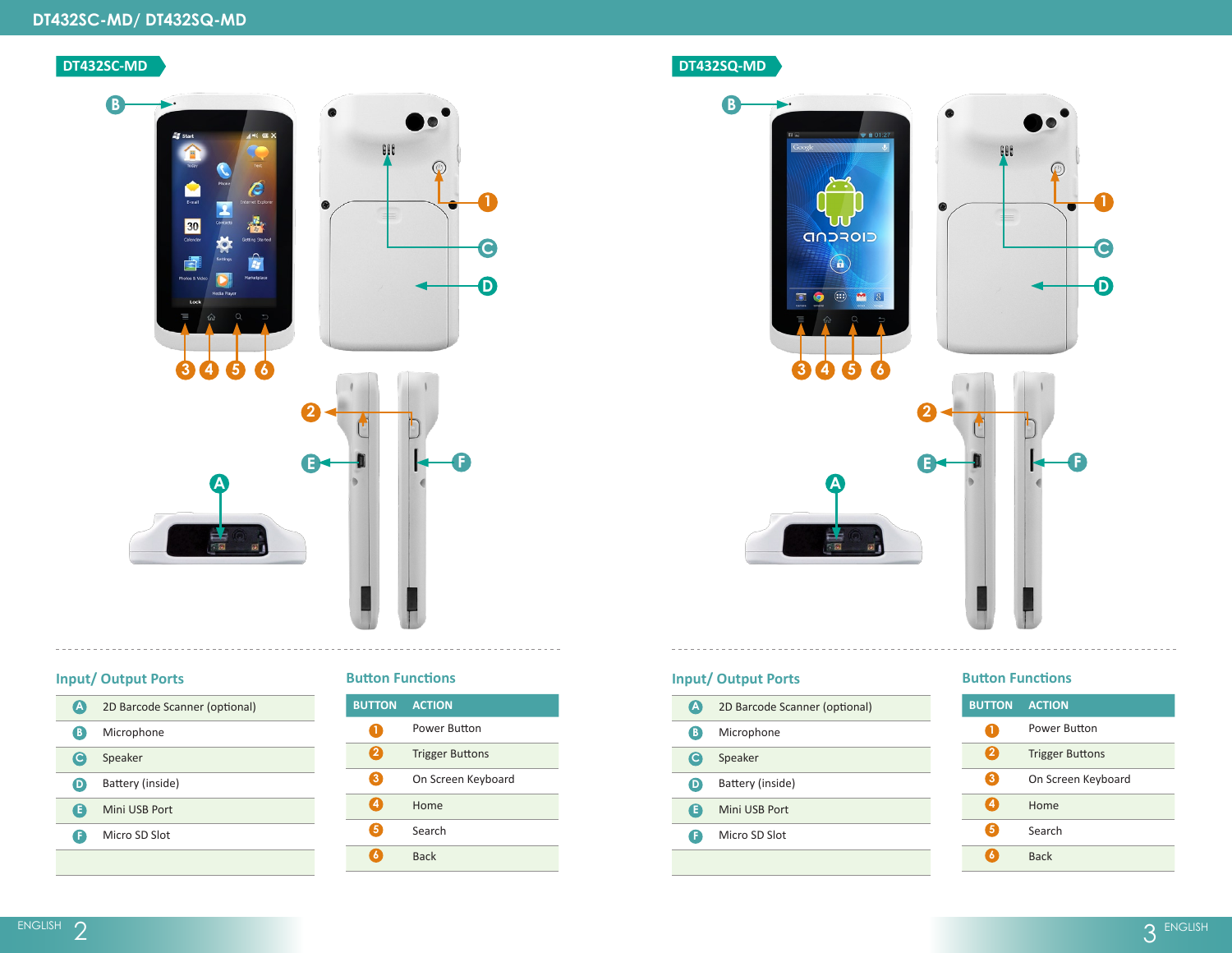# DT432SC-MD/ DT432SQ-MD

## DT432SC-MD

### Input/ Output Ports

| | |
|---|---|
| A | 2D Barcode Scanner (optional) |
| B | Microphone |
| C | Speaker |
| D | Battery (inside) |
| E | Mini USB Port |
| F | Micro SD Slot |

### Button Functions

| BUTTON | ACTION |
|---|---|
| 1 | Power Button |
| 2 | Trigger Buttons |
| 3 | On Screen Keyboard |
| 4 | Home |
| 5 | Search |
| 6 | Back |

## DT432SQ-MD

### Input/ Output Ports

| | |
|---|---|
| A | 2D Barcode Scanner (optional) |
| B | Microphone |
| C | Speaker |
| D | Battery (inside) |
| E | Mini USB Port |
| F | Micro SD Slot |

### Button Functions

| BUTTON | ACTION |
|---|---|
| 1 | Power Button |
| 2 | Trigger Buttons |
| 3 | On Screen Keyboard |
| 4 | Home |
| 5 | Search |
| 6 | Back |